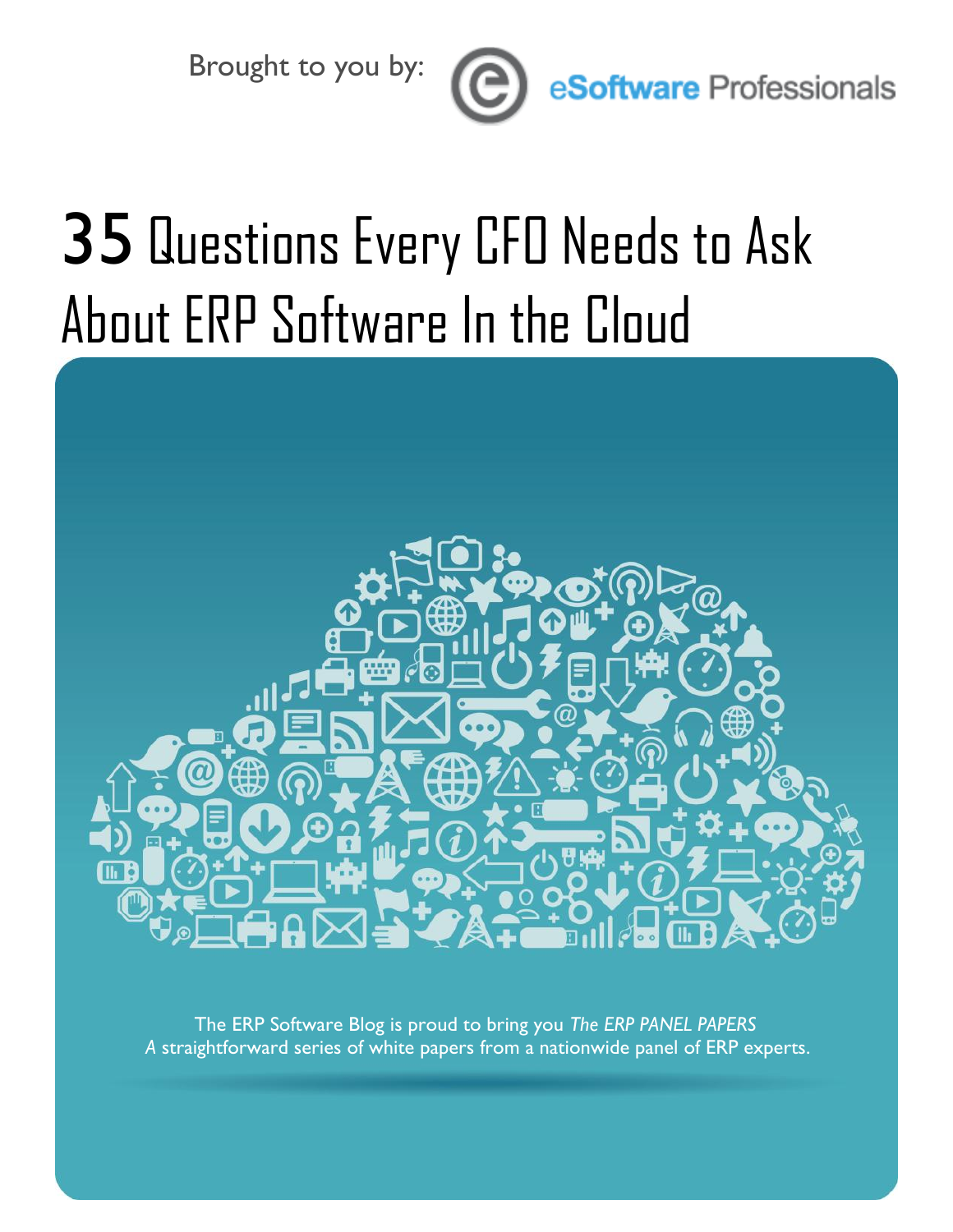Brought to you by: eSoftware Professionals

# 35 Questions Every CFO Needs to Ask About ERP Software In the Cloud

The ERP Software Blog is proud to bring you *The ERP PANEL PAPERS*
*A* straightforward series of white papers from a nationwide panel of ERP experts.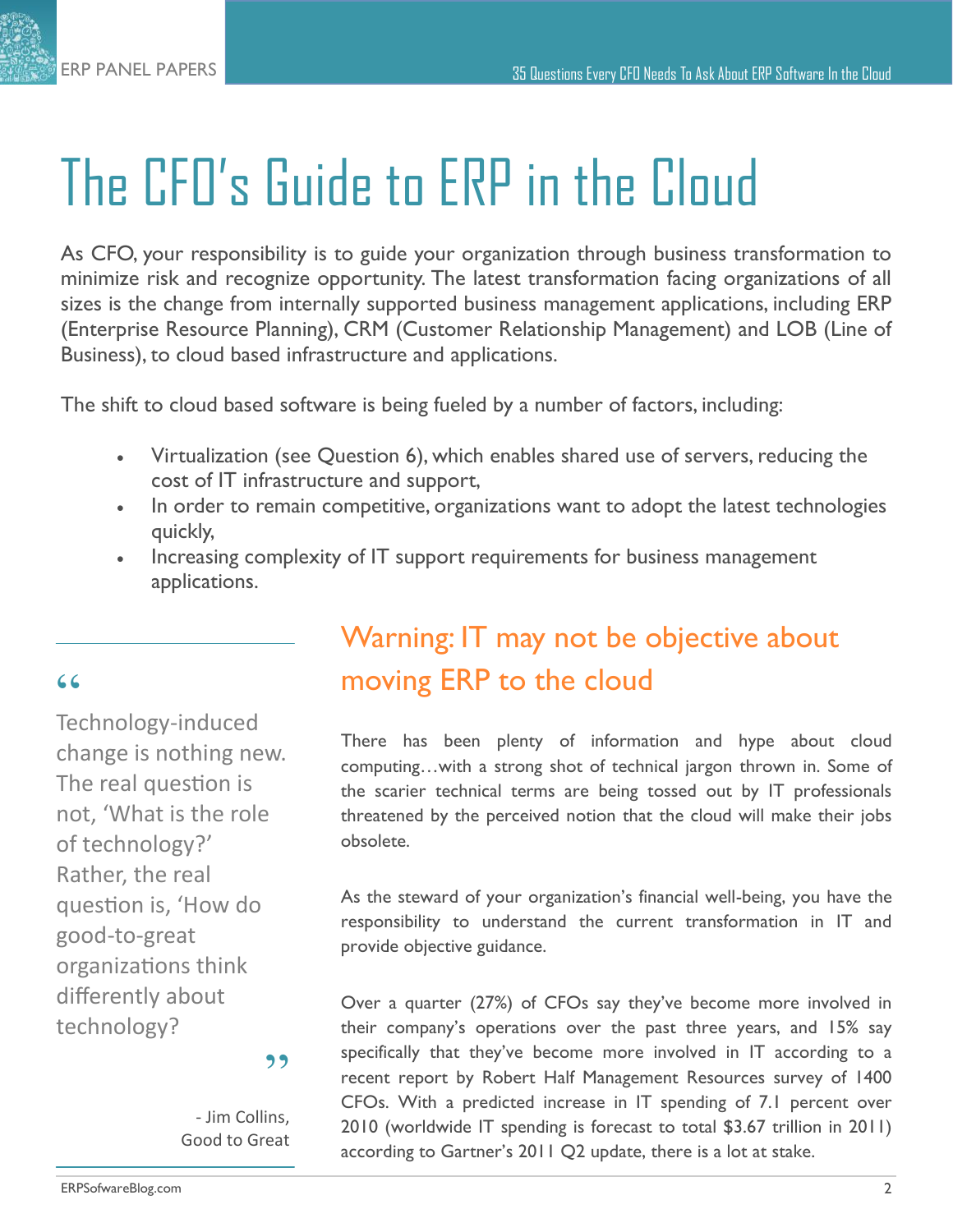# The CFO's Guide to ERP in the Cloud

As CFO, your responsibility is to guide your organization through business transformation to minimize risk and recognize opportunity. The latest transformation facing organizations of all sizes is the change from internally supported business management applications, including ERP (Enterprise Resource Planning), CRM (Customer Relationship Management) and LOB (Line of Business), to cloud based infrastructure and applications.

The shift to cloud based software is being fueled by a number of factors, including:

- Virtualization (see Question 6), which enables shared use of servers, reducing the cost of IT infrastructure and support,
- In order to remain competitive, organizations want to adopt the latest technologies quickly,
- Increasing complexity of IT support requirements for business management applications.

> "Technology-induced change is nothing new. The real question is not, 'What is the role of technology?' Rather, the real question is, 'How do good-to-great organizations think differently about technology?"
>
> \- Jim Collins, Good to Great

## Warning: IT may not be objective about moving ERP to the cloud

There has been plenty of information and hype about cloud computing…with a strong shot of technical jargon thrown in. Some of the scarier technical terms are being tossed out by IT professionals threatened by the perceived notion that the cloud will make their jobs obsolete.

As the steward of your organization's financial well-being, you have the responsibility to understand the current transformation in IT and provide objective guidance.

Over a quarter (27%) of CFOs say they've become more involved in their company's operations over the past three years, and 15% say specifically that they've become more involved in IT according to a recent report by Robert Half Management Resources survey of 1400 CFOs. With a predicted increase in IT spending of 7.1 percent over 2010 (worldwide IT spending is forecast to total $3.67 trillion in 2011) according to Gartner's 2011 Q2 update, there is a lot at stake.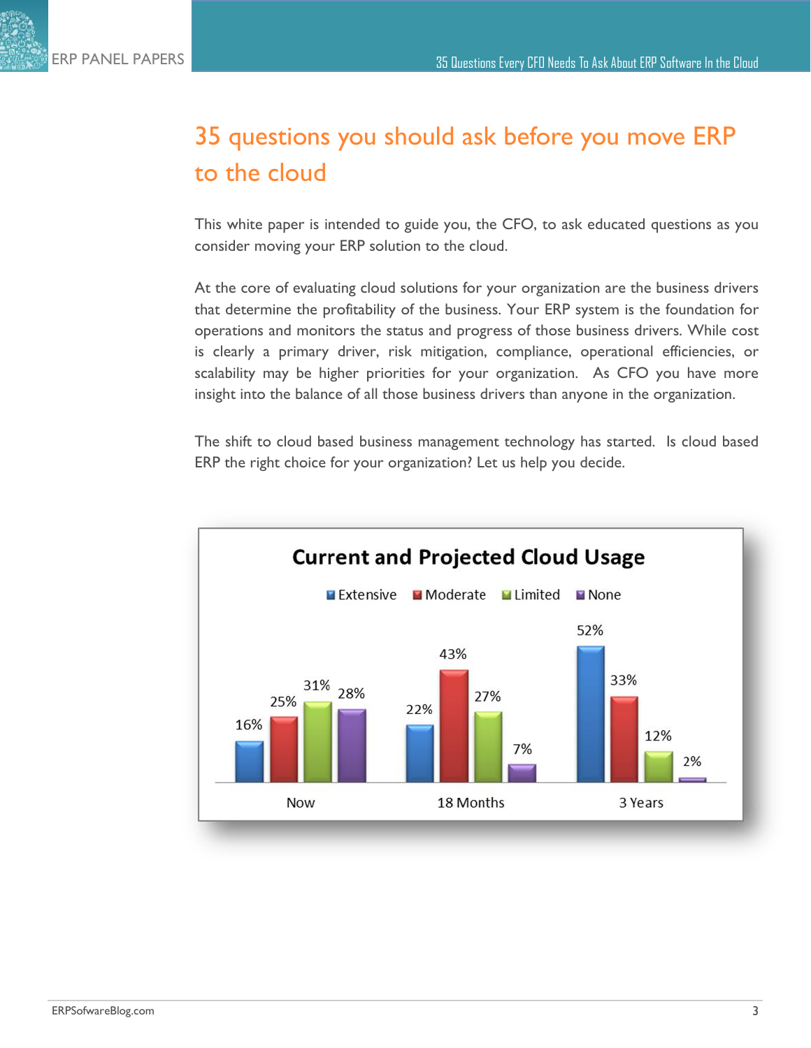# 35 questions you should ask before you move ERP to the cloud

This white paper is intended to guide you, the CFO, to ask educated questions as you consider moving your ERP solution to the cloud.

At the core of evaluating cloud solutions for your organization are the business drivers that determine the profitability of the business. Your ERP system is the foundation for operations and monitors the status and progress of those business drivers. While cost is clearly a primary driver, risk mitigation, compliance, operational efficiencies, or scalability may be higher priorities for your organization. As CFO you have more insight into the balance of all those business drivers than anyone in the organization.

The shift to cloud based business management technology has started. Is cloud based ERP the right choice for your organization? Let us help you decide.

**Current and Projected Cloud Usage**

| | Extensive | Moderate | Limited | None |
|---|---|---|---|---|
| Now | 16% | 25% | 31% | 28% |
| 18 Months | 22% | 43% | 27% | 7% |
| 3 Years | 52% | 33% | 12% | 2% |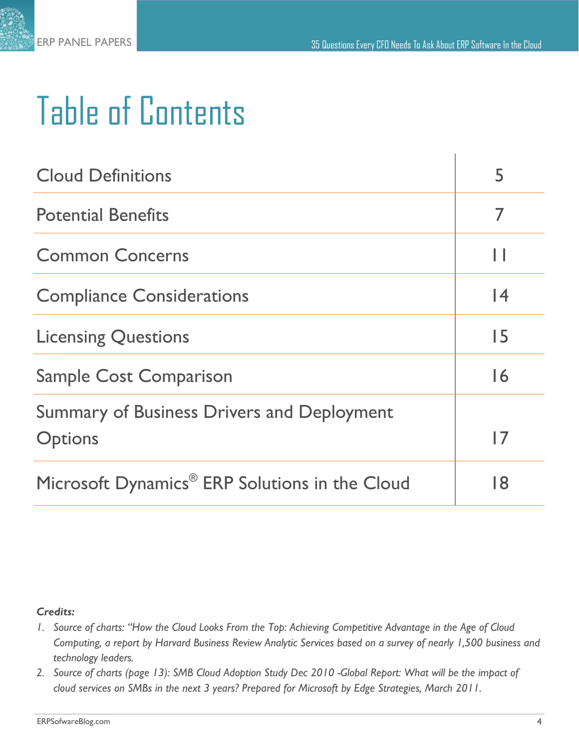# Table of Contents

| | |
|---|---|
| Cloud Definitions | 5 |
| Potential Benefits | 7 |
| Common Concerns | 11 |
| Compliance Considerations | 14 |
| Licensing Questions | 15 |
| Sample Cost Comparison | 16 |
| Summary of Business Drivers and Deployment Options | 17 |
| Microsoft Dynamics® ERP Solutions in the Cloud | 18 |

***Credits:***

1. *Source of charts: "How the Cloud Looks From the Top: Achieving Competitive Advantage in the Age of Cloud Computing, a report by Harvard Business Review Analytic Services based on a survey of nearly 1,500 business and technology leaders.*
2. *Source of charts (page 13): SMB Cloud Adoption Study Dec 2010 -Global Report: What will be the impact of cloud services on SMBs in the next 3 years? Prepared for Microsoft by Edge Strategies, March 2011.*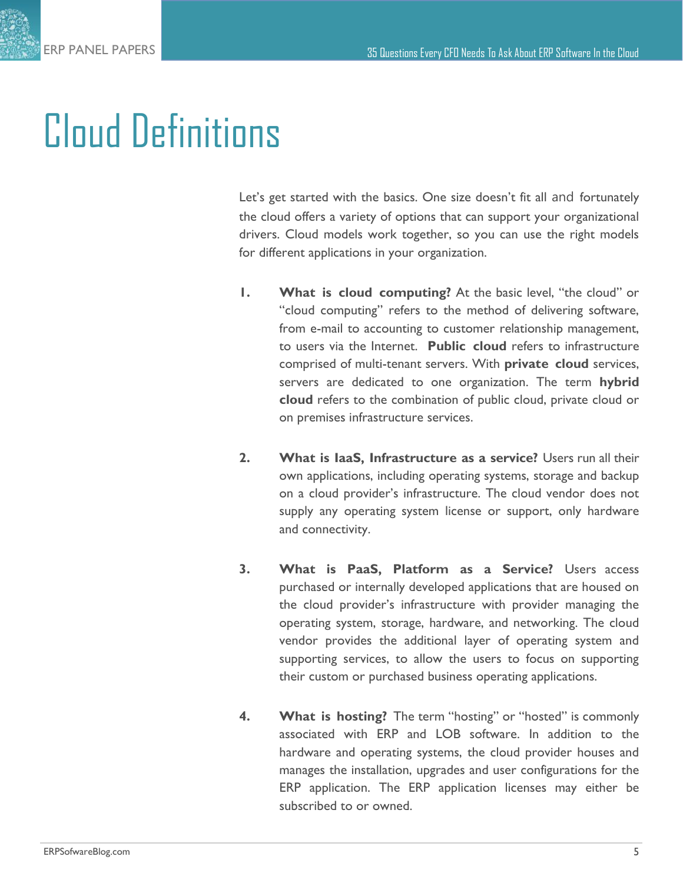# Cloud Definitions

Let's get started with the basics. One size doesn't fit all and fortunately the cloud offers a variety of options that can support your organizational drivers. Cloud models work together, so you can use the right models for different applications in your organization.

1. **What is cloud computing?** At the basic level, "the cloud" or "cloud computing" refers to the method of delivering software, from e-mail to accounting to customer relationship management, to users via the Internet. **Public cloud** refers to infrastructure comprised of multi-tenant servers. With **private cloud** services, servers are dedicated to one organization. The term **hybrid cloud** refers to the combination of public cloud, private cloud or on premises infrastructure services.

2. **What is IaaS, Infrastructure as a service?** Users run all their own applications, including operating systems, storage and backup on a cloud provider's infrastructure. The cloud vendor does not supply any operating system license or support, only hardware and connectivity.

3. **What is PaaS, Platform as a Service?** Users access purchased or internally developed applications that are housed on the cloud provider's infrastructure with provider managing the operating system, storage, hardware, and networking. The cloud vendor provides the additional layer of operating system and supporting services, to allow the users to focus on supporting their custom or purchased business operating applications.

4. **What is hosting?** The term "hosting" or "hosted" is commonly associated with ERP and LOB software. In addition to the hardware and operating systems, the cloud provider houses and manages the installation, upgrades and user configurations for the ERP application. The ERP application licenses may either be subscribed to or owned.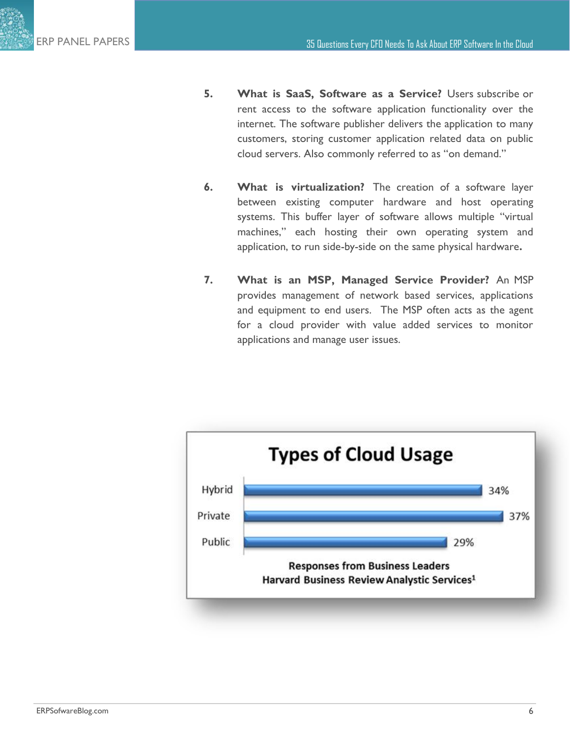5. **What is SaaS, Software as a Service?** Users subscribe or rent access to the software application functionality over the internet. The software publisher delivers the application to many customers, storing customer application related data on public cloud servers. Also commonly referred to as "on demand."

6. **What is virtualization?** The creation of a software layer between existing computer hardware and host operating systems. This buffer layer of software allows multiple "virtual machines," each hosting their own operating system and application, to run side-by-side on the same physical hardware.

7. **What is an MSP, Managed Service Provider?** An MSP provides management of network based services, applications and equipment to end users. The MSP often acts as the agent for a cloud provider with value added services to monitor applications and manage user issues.

**Types of Cloud Usage**

| Type | Percentage |
| --- | --- |
| Hybrid | 34% |
| Private | 37% |
| Public | 29% |

**Responses from Business Leaders**
**Harvard Business Review Analytic Services[1]**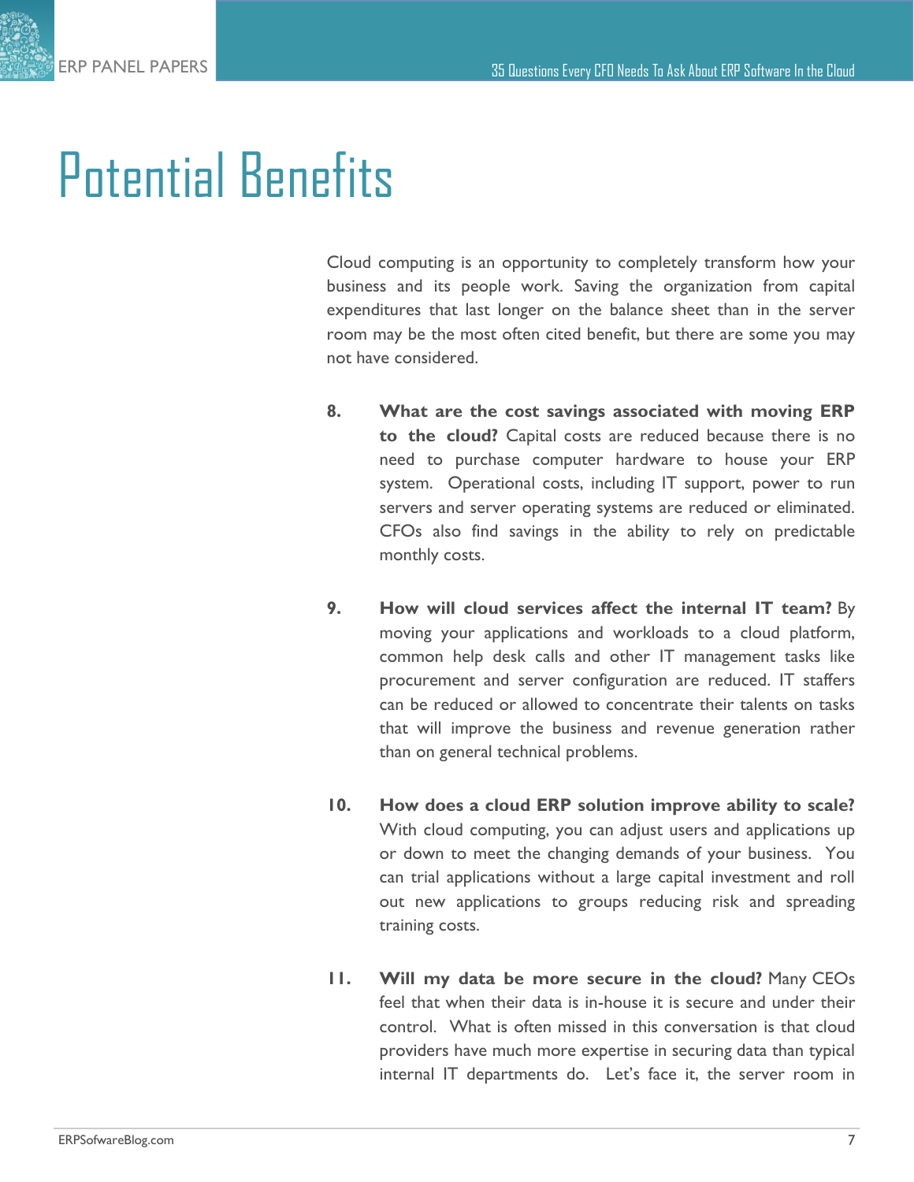# Potential Benefits

Cloud computing is an opportunity to completely transform how your business and its people work. Saving the organization from capital expenditures that last longer on the balance sheet than in the server room may be the most often cited benefit, but there are some you may not have considered.

8. **What are the cost savings associated with moving ERP to the cloud?** Capital costs are reduced because there is no need to purchase computer hardware to house your ERP system. Operational costs, including IT support, power to run servers and server operating systems are reduced or eliminated. CFOs also find savings in the ability to rely on predictable monthly costs.

9. **How will cloud services affect the internal IT team?** By moving your applications and workloads to a cloud platform, common help desk calls and other IT management tasks like procurement and server configuration are reduced. IT staffers can be reduced or allowed to concentrate their talents on tasks that will improve the business and revenue generation rather than on general technical problems.

10. **How does a cloud ERP solution improve ability to scale?** With cloud computing, you can adjust users and applications up or down to meet the changing demands of your business. You can trial applications without a large capital investment and roll out new applications to groups reducing risk and spreading training costs.

11. **Will my data be more secure in the cloud?** Many CEOs feel that when their data is in-house it is secure and under their control. What is often missed in this conversation is that cloud providers have much more expertise in securing data than typical internal IT departments do. Let's face it, the server room in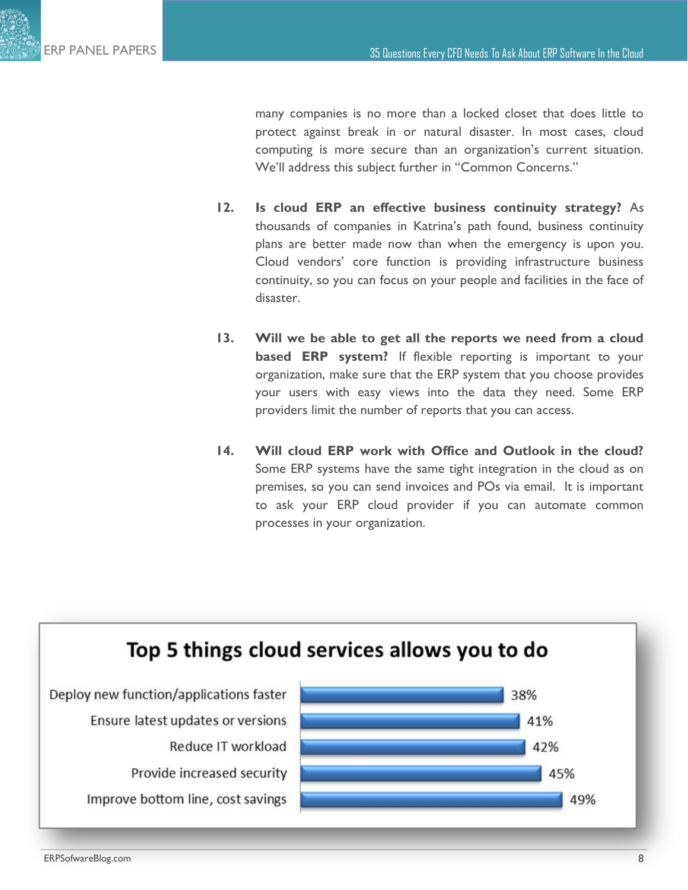many companies is no more than a locked closet that does little to protect against break in or natural disaster. In most cases, cloud computing is more secure than an organization's current situation. We'll address this subject further in "Common Concerns."

12. **Is cloud ERP an effective business continuity strategy?** As thousands of companies in Katrina's path found, business continuity plans are better made now than when the emergency is upon you. Cloud vendors' core function is providing infrastructure business continuity, so you can focus on your people and facilities in the face of disaster.

13. **Will we be able to get all the reports we need from a cloud based ERP system?** If flexible reporting is important to your organization, make sure that the ERP system that you choose provides your users with easy views into the data they need. Some ERP providers limit the number of reports that you can access.

14. **Will cloud ERP work with Office and Outlook in the cloud?** Some ERP systems have the same tight integration in the cloud as on premises, so you can send invoices and POs via email. It is important to ask your ERP cloud provider if you can automate common processes in your organization.

**Top 5 things cloud services allows you to do**

| Item | Percentage |
| --- | --- |
| Deploy new function/applications faster | 38% |
| Ensure latest updates or versions | 41% |
| Reduce IT workload | 42% |
| Provide increased security | 45% |
| Improve bottom line, cost savings | 49% |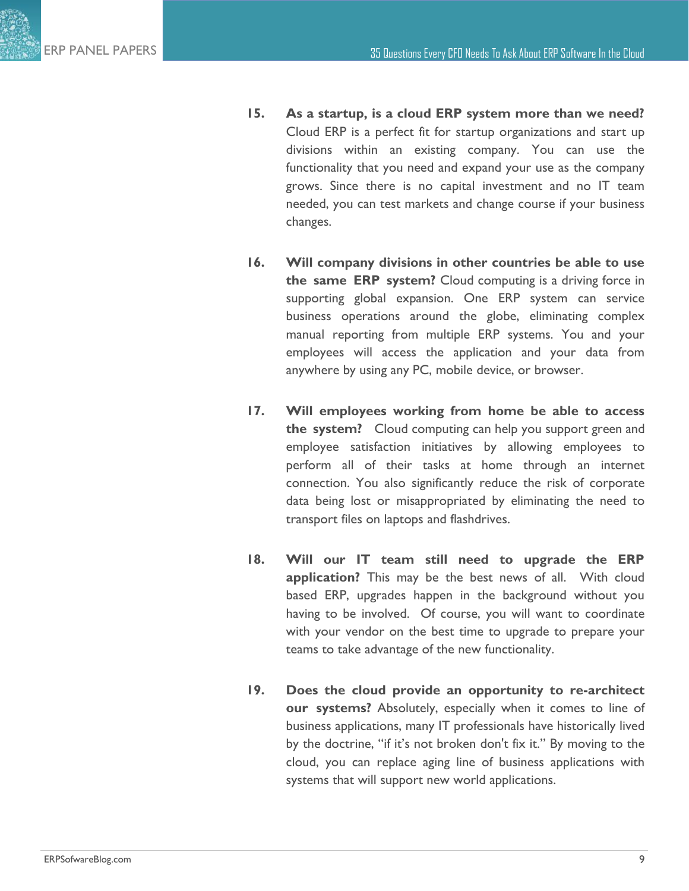15. **As a startup, is a cloud ERP system more than we need?** Cloud ERP is a perfect fit for startup organizations and start up divisions within an existing company. You can use the functionality that you need and expand your use as the company grows. Since there is no capital investment and no IT team needed, you can test markets and change course if your business changes.

16. **Will company divisions in other countries be able to use the same ERP system?** Cloud computing is a driving force in supporting global expansion. One ERP system can service business operations around the globe, eliminating complex manual reporting from multiple ERP systems. You and your employees will access the application and your data from anywhere by using any PC, mobile device, or browser.

17. **Will employees working from home be able to access the system?** Cloud computing can help you support green and employee satisfaction initiatives by allowing employees to perform all of their tasks at home through an internet connection. You also significantly reduce the risk of corporate data being lost or misappropriated by eliminating the need to transport files on laptops and flashdrives.

18. **Will our IT team still need to upgrade the ERP application?** This may be the best news of all. With cloud based ERP, upgrades happen in the background without you having to be involved. Of course, you will want to coordinate with your vendor on the best time to upgrade to prepare your teams to take advantage of the new functionality.

19. **Does the cloud provide an opportunity to re-architect our systems?** Absolutely, especially when it comes to line of business applications, many IT professionals have historically lived by the doctrine, "if it's not broken don't fix it." By moving to the cloud, you can replace aging line of business applications with systems that will support new world applications.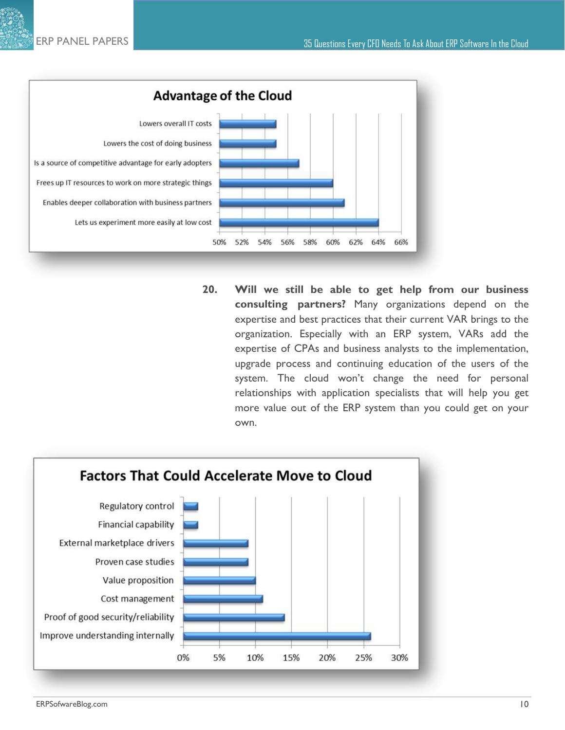**Advantage of the Cloud**

| Advantage | Approx. % |
|---|---|
| Lowers overall IT costs | 55% |
| Lowers the cost of doing business | 55% |
| Is a source of competitive advantage for early adopters | 57% |
| Frees up IT resources to work on more strategic things | 60% |
| Enables deeper collaboration with business partners | 61% |
| Lets us experiment more easily at low cost | 64% |

20. **Will we still be able to get help from our business consulting partners?** Many organizations depend on the expertise and best practices that their current VAR brings to the organization. Especially with an ERP system, VARs add the expertise of CPAs and business analysts to the implementation, upgrade process and continuing education of the users of the system. The cloud won't change the need for personal relationships with application specialists that will help you get more value out of the ERP system than you could get on your own.

**Factors That Could Accelerate Move to Cloud**

| Factor | Approx. % |
|---|---|
| Regulatory control | 2% |
| Financial capability | 2% |
| External marketplace drivers | 9% |
| Proven case studies | 9% |
| Value proposition | 10% |
| Cost management | 11% |
| Proof of good security/reliability | 14% |
| Improve understanding internally | 26% |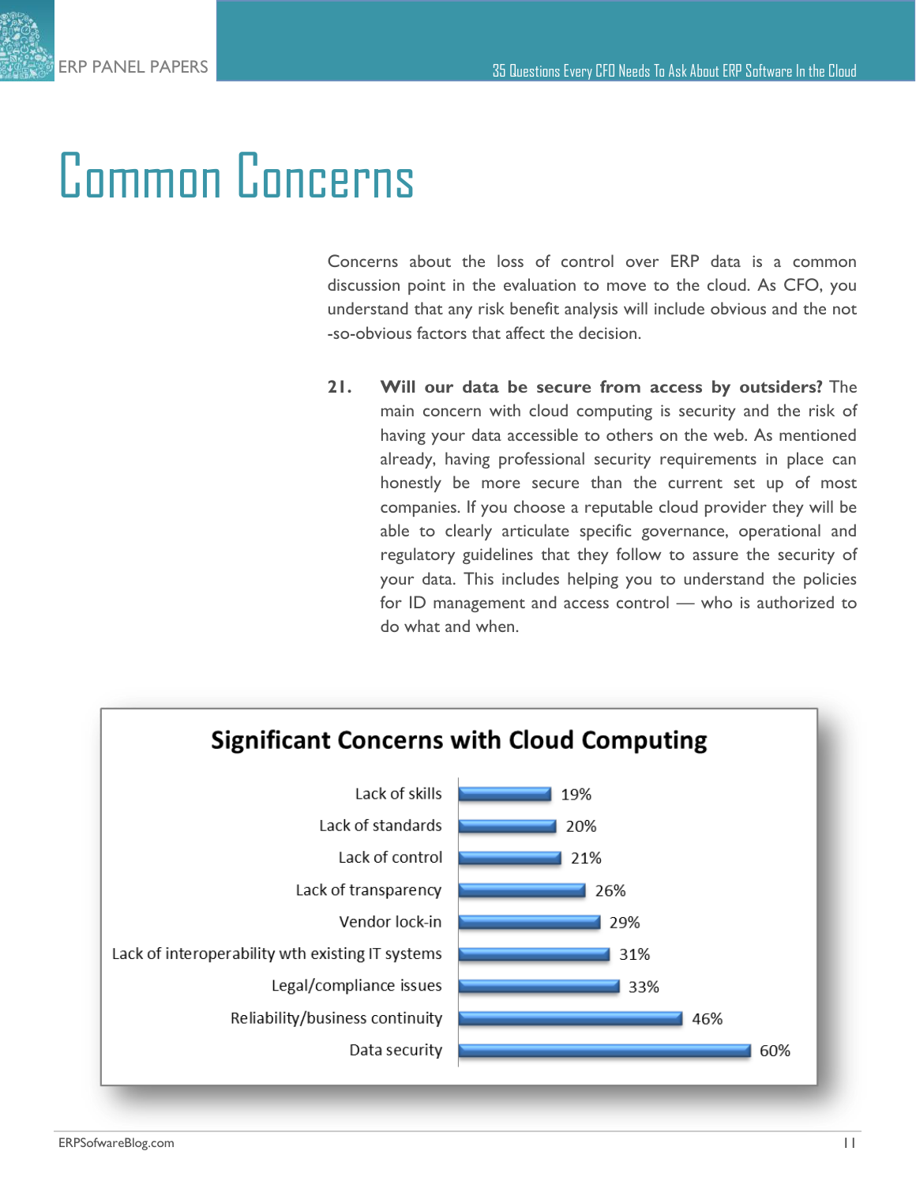# Common Concerns

Concerns about the loss of control over ERP data is a common discussion point in the evaluation to move to the cloud. As CFO, you understand that any risk benefit analysis will include obvious and the not-so-obvious factors that affect the decision.

21. **Will our data be secure from access by outsiders?** The main concern with cloud computing is security and the risk of having your data accessible to others on the web. As mentioned already, having professional security requirements in place can honestly be more secure than the current set up of most companies. If you choose a reputable cloud provider they will be able to clearly articulate specific governance, operational and regulatory guidelines that they follow to assure the security of your data. This includes helping you to understand the policies for ID management and access control — who is authorized to do what and when.

**Significant Concerns with Cloud Computing**

| Concern | Percentage |
|---|---|
| Lack of skills | 19% |
| Lack of standards | 20% |
| Lack of control | 21% |
| Lack of transparency | 26% |
| Vendor lock-in | 29% |
| Lack of interoperability wth existing IT systems | 31% |
| Legal/compliance issues | 33% |
| Reliability/business continuity | 46% |
| Data security | 60% |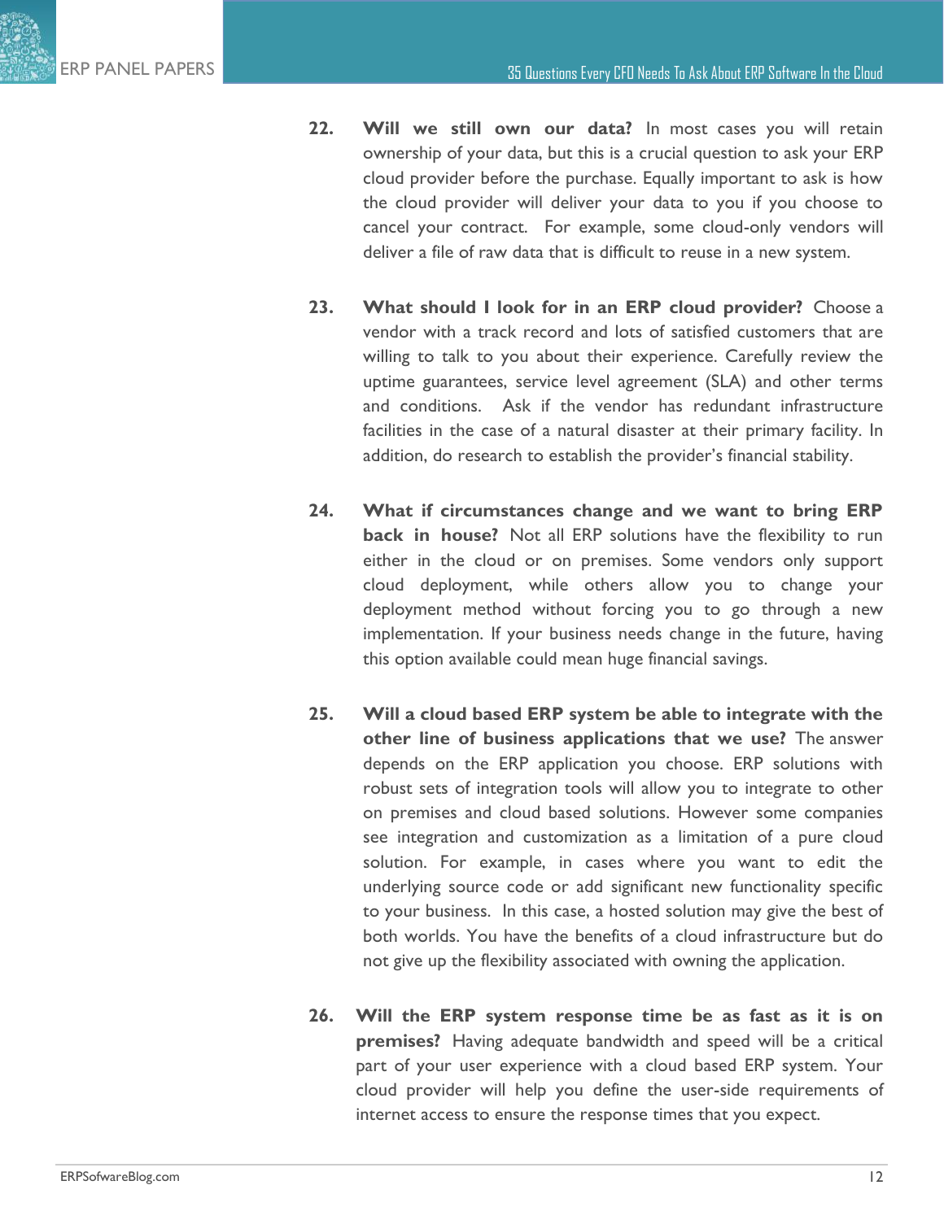22. **Will we still own our data?** In most cases you will retain ownership of your data, but this is a crucial question to ask your ERP cloud provider before the purchase. Equally important to ask is how the cloud provider will deliver your data to you if you choose to cancel your contract. For example, some cloud-only vendors will deliver a file of raw data that is difficult to reuse in a new system.

23. **What should I look for in an ERP cloud provider?** Choose a vendor with a track record and lots of satisfied customers that are willing to talk to you about their experience. Carefully review the uptime guarantees, service level agreement (SLA) and other terms and conditions. Ask if the vendor has redundant infrastructure facilities in the case of a natural disaster at their primary facility. In addition, do research to establish the provider's financial stability.

24. **What if circumstances change and we want to bring ERP back in house?** Not all ERP solutions have the flexibility to run either in the cloud or on premises. Some vendors only support cloud deployment, while others allow you to change your deployment method without forcing you to go through a new implementation. If your business needs change in the future, having this option available could mean huge financial savings.

25. **Will a cloud based ERP system be able to integrate with the other line of business applications that we use?** The answer depends on the ERP application you choose. ERP solutions with robust sets of integration tools will allow you to integrate to other on premises and cloud based solutions. However some companies see integration and customization as a limitation of a pure cloud solution. For example, in cases where you want to edit the underlying source code or add significant new functionality specific to your business. In this case, a hosted solution may give the best of both worlds. You have the benefits of a cloud infrastructure but do not give up the flexibility associated with owning the application.

26. **Will the ERP system response time be as fast as it is on premises?** Having adequate bandwidth and speed will be a critical part of your user experience with a cloud based ERP system. Your cloud provider will help you define the user-side requirements of internet access to ensure the response times that you expect.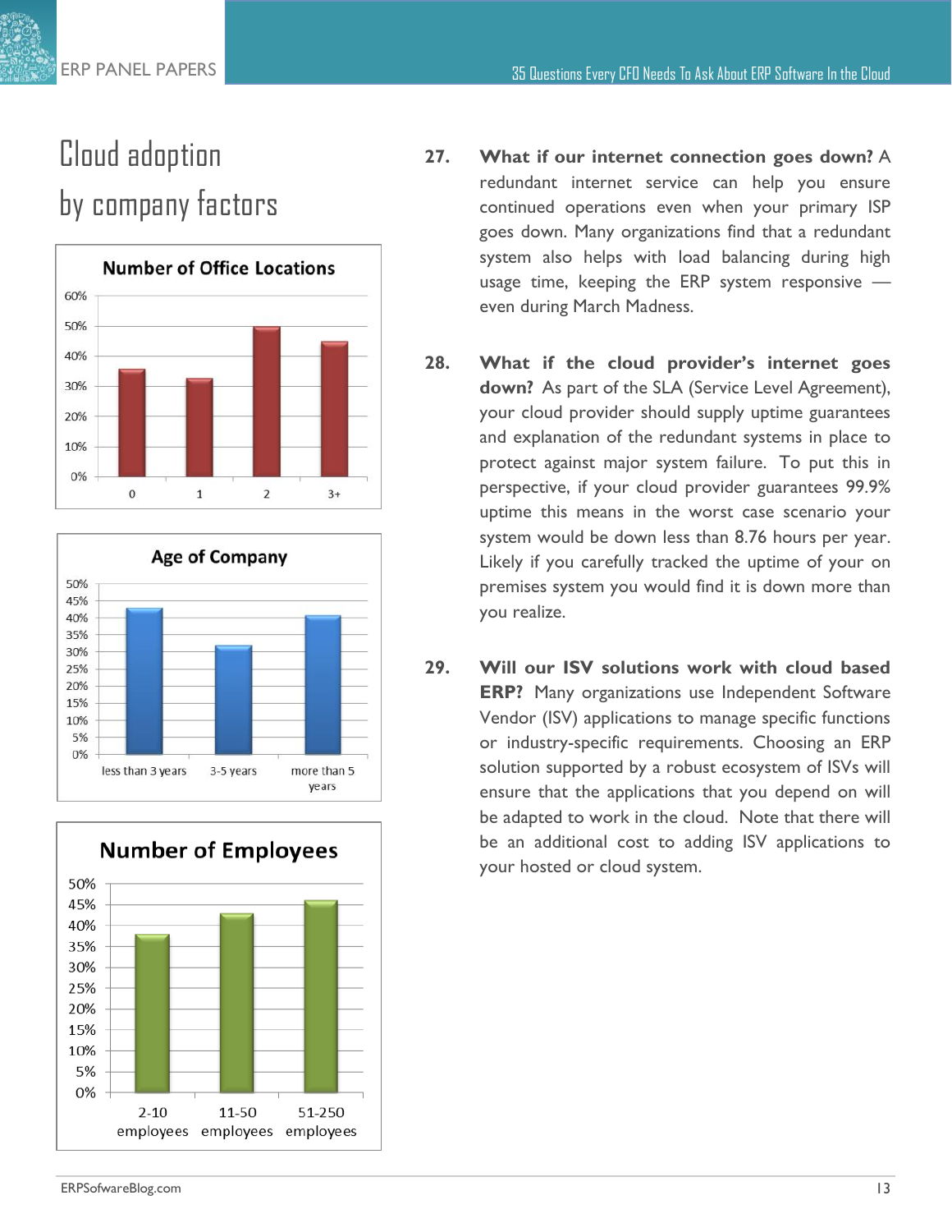# Cloud adoption by company factors

**Number of Office Locations**

0 | 1 | 2 | 3+

**Age of Company**

less than 3 years | 3-5 years | more than 5 years

**Number of Employees**

2-10 employees | 11-50 employees | 51-250 employees

**27. What if our internet connection goes down?** A redundant internet service can help you ensure continued operations even when your primary ISP goes down. Many organizations find that a redundant system also helps with load balancing during high usage time, keeping the ERP system responsive — even during March Madness.

**28. What if the cloud provider's internet goes down?** As part of the SLA (Service Level Agreement), your cloud provider should supply uptime guarantees and explanation of the redundant systems in place to protect against major system failure. To put this in perspective, if your cloud provider guarantees 99.9% uptime this means in the worst case scenario your system would be down less than 8.76 hours per year. Likely if you carefully tracked the uptime of your on premises system you would find it is down more than you realize.

**29. Will our ISV solutions work with cloud based ERP?** Many organizations use Independent Software Vendor (ISV) applications to manage specific functions or industry-specific requirements. Choosing an ERP solution supported by a robust ecosystem of ISVs will ensure that the applications that you depend on will be adapted to work in the cloud. Note that there will be an additional cost to adding ISV applications to your hosted or cloud system.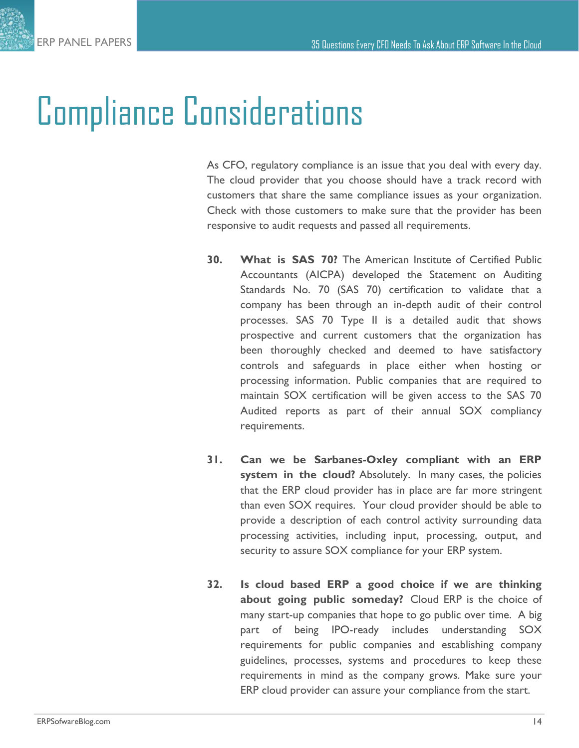# Compliance Considerations

As CFO, regulatory compliance is an issue that you deal with every day. The cloud provider that you choose should have a track record with customers that share the same compliance issues as your organization. Check with those customers to make sure that the provider has been responsive to audit requests and passed all requirements.

30. **What is SAS 70?** The American Institute of Certified Public Accountants (AICPA) developed the Statement on Auditing Standards No. 70 (SAS 70) certification to validate that a company has been through an in-depth audit of their control processes. SAS 70 Type II is a detailed audit that shows prospective and current customers that the organization has been thoroughly checked and deemed to have satisfactory controls and safeguards in place either when hosting or processing information. Public companies that are required to maintain SOX certification will be given access to the SAS 70 Audited reports as part of their annual SOX compliancy requirements.

31. **Can we be Sarbanes-Oxley compliant with an ERP system in the cloud?** Absolutely. In many cases, the policies that the ERP cloud provider has in place are far more stringent than even SOX requires. Your cloud provider should be able to provide a description of each control activity surrounding data processing activities, including input, processing, output, and security to assure SOX compliance for your ERP system.

32. **Is cloud based ERP a good choice if we are thinking about going public someday?** Cloud ERP is the choice of many start-up companies that hope to go public over time. A big part of being IPO-ready includes understanding SOX requirements for public companies and establishing company guidelines, processes, systems and procedures to keep these requirements in mind as the company grows. Make sure your ERP cloud provider can assure your compliance from the start.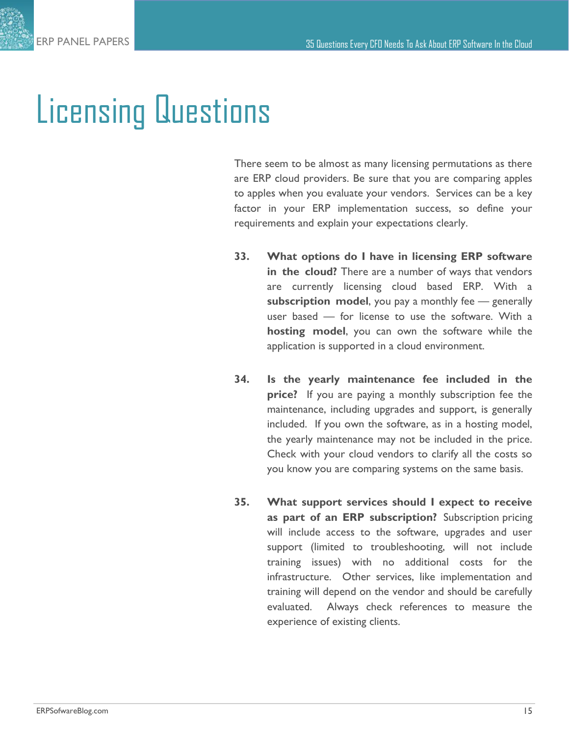# Licensing Questions

There seem to be almost as many licensing permutations as there are ERP cloud providers. Be sure that you are comparing apples to apples when you evaluate your vendors. Services can be a key factor in your ERP implementation success, so define your requirements and explain your expectations clearly.

**33. What options do I have in licensing ERP software in the cloud?** There are a number of ways that vendors are currently licensing cloud based ERP. With a **subscription model**, you pay a monthly fee — generally user based — for license to use the software. With a **hosting model**, you can own the software while the application is supported in a cloud environment.

**34. Is the yearly maintenance fee included in the price?** If you are paying a monthly subscription fee the maintenance, including upgrades and support, is generally included. If you own the software, as in a hosting model, the yearly maintenance may not be included in the price. Check with your cloud vendors to clarify all the costs so you know you are comparing systems on the same basis.

**35. What support services should I expect to receive as part of an ERP subscription?** Subscription pricing will include access to the software, upgrades and user support (limited to troubleshooting, will not include training issues) with no additional costs for the infrastructure. Other services, like implementation and training will depend on the vendor and should be carefully evaluated. Always check references to measure the experience of existing clients.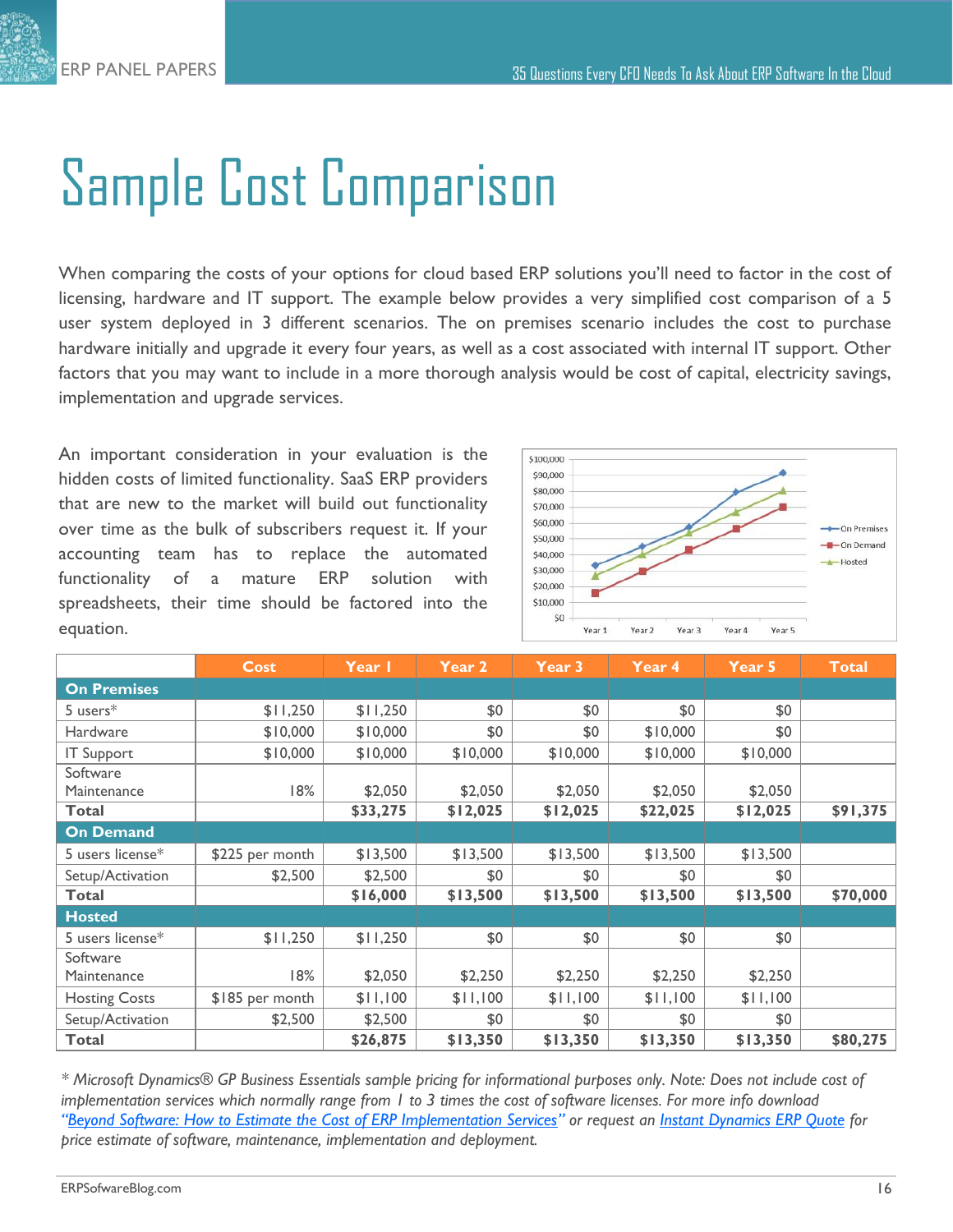# Sample Cost Comparison

When comparing the costs of your options for cloud based ERP solutions you'll need to factor in the cost of licensing, hardware and IT support. The example below provides a very simplified cost comparison of a 5 user system deployed in 3 different scenarios. The on premises scenario includes the cost to purchase hardware initially and upgrade it every four years, as well as a cost associated with internal IT support. Other factors that you may want to include in a more thorough analysis would be cost of capital, electricity savings, implementation and upgrade services.

An important consideration in your evaluation is the hidden costs of limited functionality. SaaS ERP providers that are new to the market will build out functionality over time as the bulk of subscribers request it. If your accounting team has to replace the automated functionality of a mature ERP solution with spreadsheets, their time should be factored into the equation.

| | Cost | Year 1 | Year 2 | Year 3 | Year 4 | Year 5 | Total |
|---|---|---|---|---|---|---|---|
| **On Premises** | | | | | | | |
| 5 users* | $11,250 | $11,250 | $0 | $0 | $0 | $0 | |
| Hardware | $10,000 | $10,000 | $0 | $0 | $10,000 | $0 | |
| IT Support | $10,000 | $10,000 | $10,000 | $10,000 | $10,000 | $10,000 | |
| Software Maintenance | 18% | $2,050 | $2,050 | $2,050 | $2,050 | $2,050 | |
| **Total** | | **$33,275** | **$12,025** | **$12,025** | **$22,025** | **$12,025** | **$91,375** |
| **On Demand** | | | | | | | |
| 5 users license* | $225 per month | $13,500 | $13,500 | $13,500 | $13,500 | $13,500 | |
| Setup/Activation | $2,500 | $2,500 | $0 | $0 | $0 | $0 | |
| **Total** | | **$16,000** | **$13,500** | **$13,500** | **$13,500** | **$13,500** | **$70,000** |
| **Hosted** | | | | | | | |
| 5 users license* | $11,250 | $11,250 | $0 | $0 | $0 | $0 | |
| Software Maintenance | 18% | $2,050 | $2,250 | $2,250 | $2,250 | $2,250 | |
| Hosting Costs | $185 per month | $11,100 | $11,100 | $11,100 | $11,100 | $11,100 | |
| Setup/Activation | $2,500 | $2,500 | $0 | $0 | $0 | $0 | |
| **Total** | | **$26,875** | **$13,350** | **$13,350** | **$13,350** | **$13,350** | **$80,275** |

*\* Microsoft Dynamics® GP Business Essentials sample pricing for informational purposes only. Note: Does not include cost of implementation services which normally range from 1 to 3 times the cost of software licenses. For more info download "[Beyond Software: How to Estimate the Cost of ERP Implementation Services](#)" or request an [Instant Dynamics ERP Quote](#) for price estimate of software, maintenance, implementation and deployment.*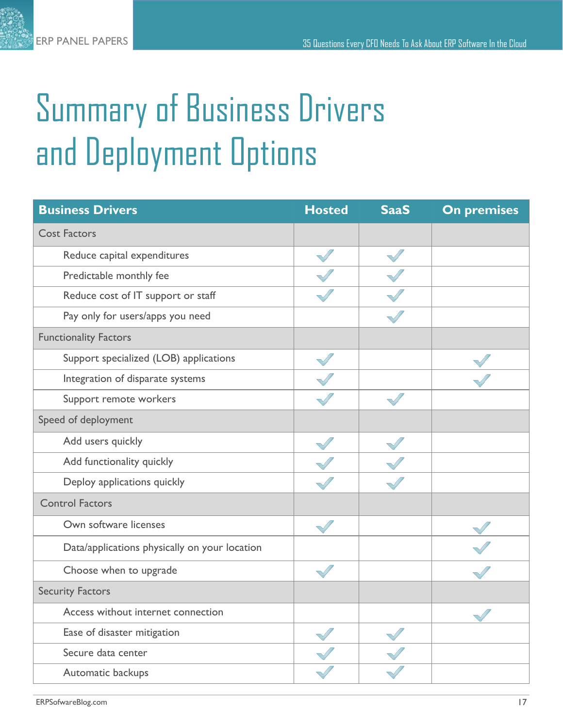# Summary of Business Drivers and Deployment Options

| Business Drivers | Hosted | SaaS | On premises |
|---|---|---|---|
| Cost Factors | | | |
| Reduce capital expenditures | ✓ | ✓ | |
| Predictable monthly fee | ✓ | ✓ | |
| Reduce cost of IT support or staff | ✓ | ✓ | |
| Pay only for users/apps you need | | ✓ | |
| Functionality Factors | | | |
| Support specialized (LOB) applications | ✓ | | ✓ |
| Integration of disparate systems | ✓ | | ✓ |
| Support remote workers | ✓ | ✓ | |
| Speed of deployment | | | |
| Add users quickly | ✓ | ✓ | |
| Add functionality quickly | ✓ | ✓ | |
| Deploy applications quickly | ✓ | ✓ | |
| Control Factors | | | |
| Own software licenses | ✓ | | ✓ |
| Data/applications physically on your location | | | ✓ |
| Choose when to upgrade | ✓ | | ✓ |
| Security Factors | | | |
| Access without internet connection | | | ✓ |
| Ease of disaster mitigation | ✓ | ✓ | |
| Secure data center | ✓ | ✓ | |
| Automatic backups | ✓ | ✓ | |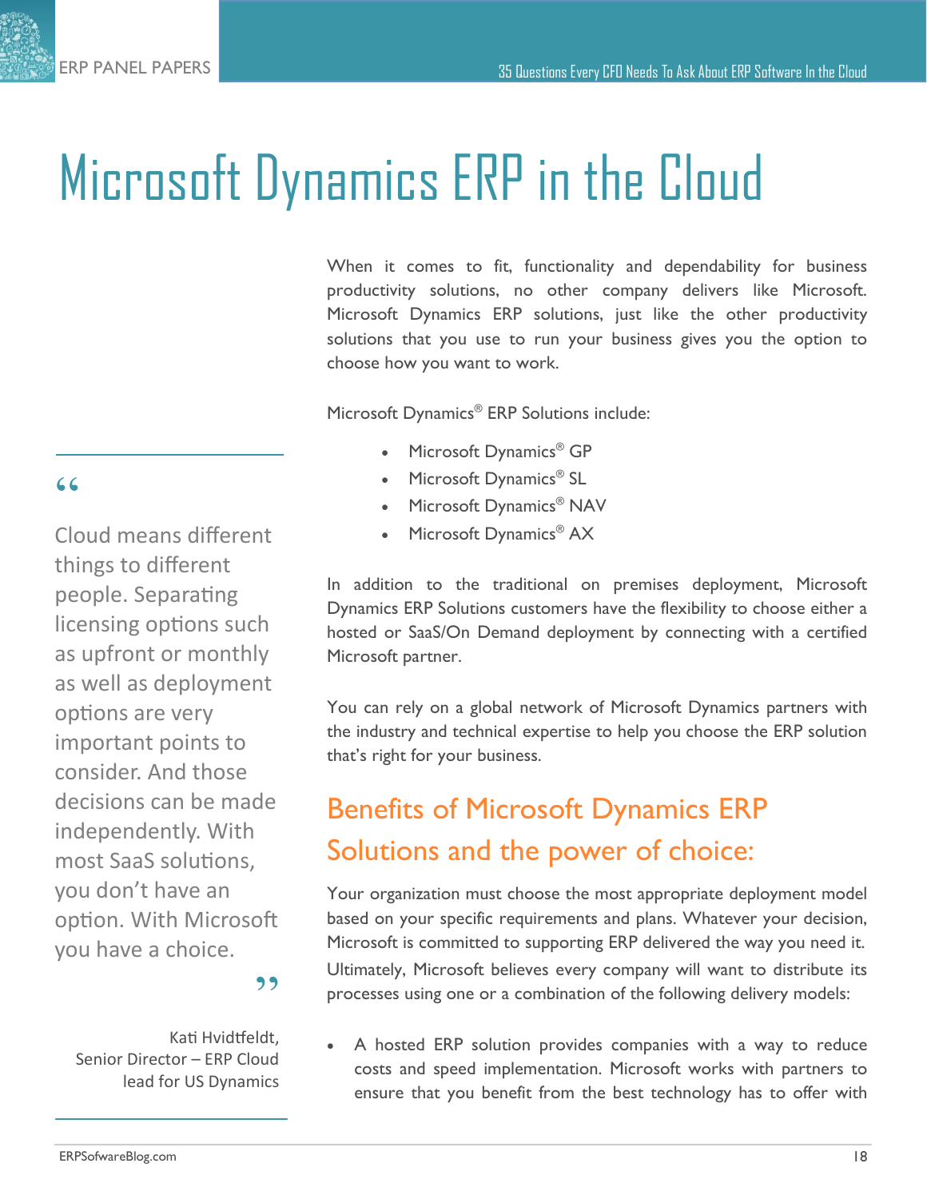# Microsoft Dynamics ERP in the Cloud

When it comes to fit, functionality and dependability for business productivity solutions, no other company delivers like Microsoft. Microsoft Dynamics ERP solutions, just like the other productivity solutions that you use to run your business gives you the option to choose how you want to work.

Microsoft Dynamics® ERP Solutions include:

- Microsoft Dynamics® GP
- Microsoft Dynamics® SL
- Microsoft Dynamics® NAV
- Microsoft Dynamics® AX

In addition to the traditional on premises deployment, Microsoft Dynamics ERP Solutions customers have the flexibility to choose either a hosted or SaaS/On Demand deployment by connecting with a certified Microsoft partner.

You can rely on a global network of Microsoft Dynamics partners with the industry and technical expertise to help you choose the ERP solution that's right for your business.

> "Cloud means different things to different people. Separating licensing options such as upfront or monthly as well as deployment options are very important points to consider. And those decisions can be made independently. With most SaaS solutions, you don't have an option. With Microsoft you have a choice."
>
> Kati Hvidtfeldt, Senior Director – ERP Cloud lead for US Dynamics

## Benefits of Microsoft Dynamics ERP Solutions and the power of choice:

Your organization must choose the most appropriate deployment model based on your specific requirements and plans. Whatever your decision, Microsoft is committed to supporting ERP delivered the way you need it. Ultimately, Microsoft believes every company will want to distribute its processes using one or a combination of the following delivery models:

- A hosted ERP solution provides companies with a way to reduce costs and speed implementation. Microsoft works with partners to ensure that you benefit from the best technology has to offer with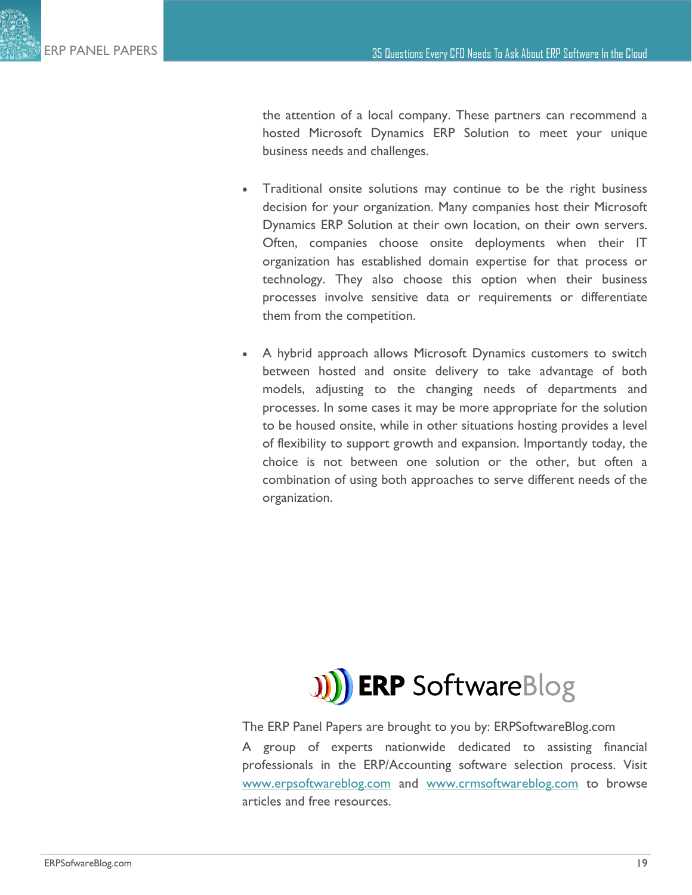the attention of a local company. These partners can recommend a hosted Microsoft Dynamics ERP Solution to meet your unique business needs and challenges.

- Traditional onsite solutions may continue to be the right business decision for your organization. Many companies host their Microsoft Dynamics ERP Solution at their own location, on their own servers. Often, companies choose onsite deployments when their IT organization has established domain expertise for that process or technology. They also choose this option when their business processes involve sensitive data or requirements or differentiate them from the competition.

- A hybrid approach allows Microsoft Dynamics customers to switch between hosted and onsite delivery to take advantage of both models, adjusting to the changing needs of departments and processes. In some cases it may be more appropriate for the solution to be housed onsite, while in other situations hosting provides a level of flexibility to support growth and expansion. Importantly today, the choice is not between one solution or the other, but often a combination of using both approaches to serve different needs of the organization.

**ERP SoftwareBlog**

The ERP Panel Papers are brought to you by: ERPSoftwareBlog.com

A group of experts nationwide dedicated to assisting financial professionals in the ERP/Accounting software selection process. Visit www.erpsoftwareblog.com and www.crmsoftwareblog.com to browse articles and free resources.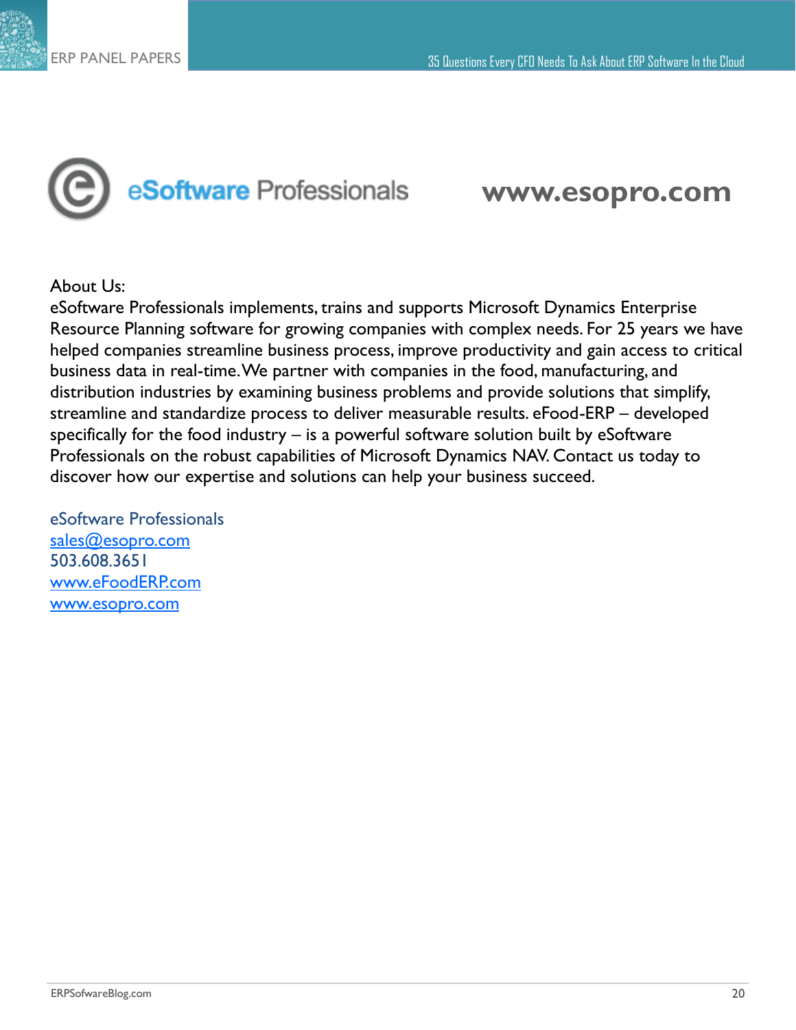eSoftware Professionals

**www.esopro.com**

About Us:
eSoftware Professionals implements, trains and supports Microsoft Dynamics Enterprise Resource Planning software for growing companies with complex needs. For 25 years we have helped companies streamline business process, improve productivity and gain access to critical business data in real-time. We partner with companies in the food, manufacturing, and distribution industries by examining business problems and provide solutions that simplify, streamline and standardize process to deliver measurable results. eFood-ERP – developed specifically for the food industry – is a powerful software solution built by eSoftware Professionals on the robust capabilities of Microsoft Dynamics NAV. Contact us today to discover how our expertise and solutions can help your business succeed.

eSoftware Professionals
sales@esopro.com
503.608.3651
www.eFoodERP.com
www.esopro.com